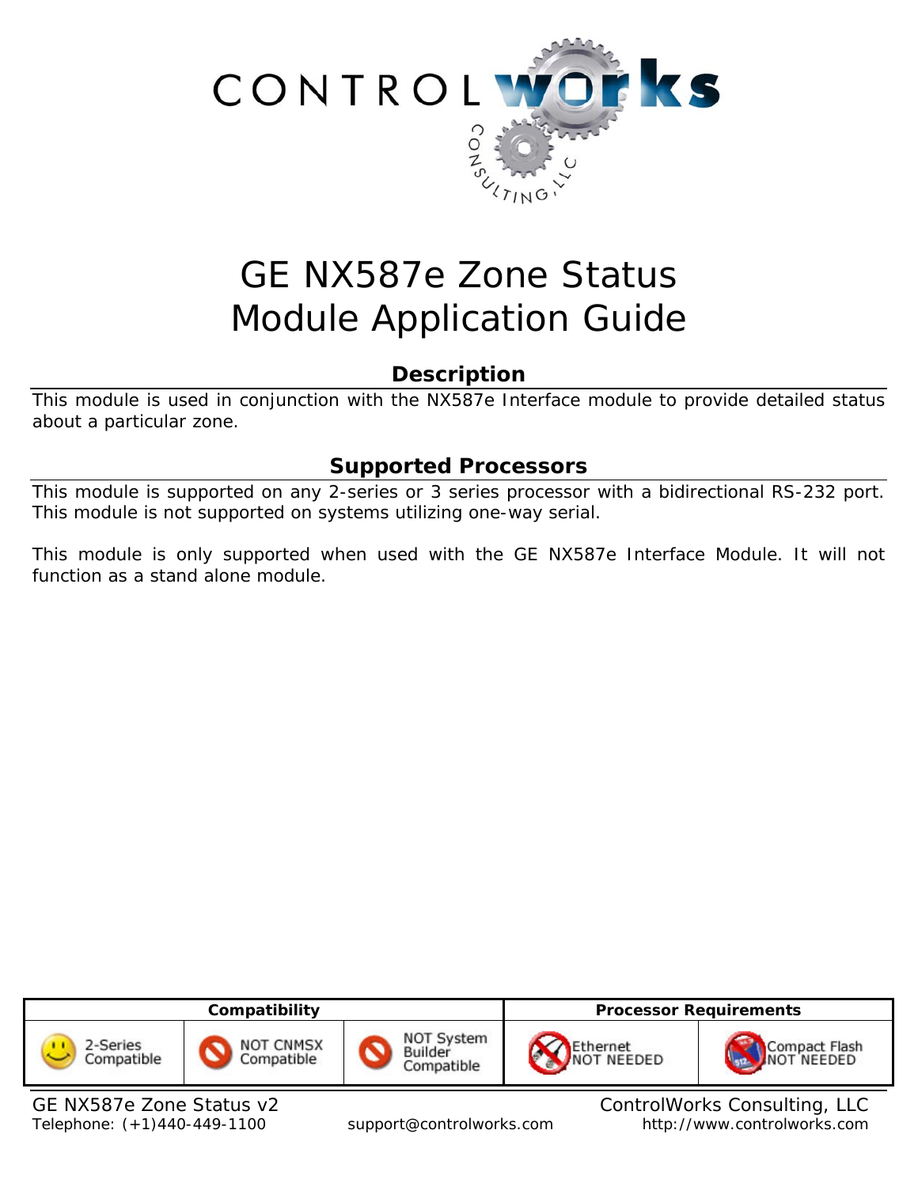# GE NX587e Zone Status Module Application Guide

## Description

This module is used in conjunction with the NX587e Interface module to provide detailed status about a particular zone.

## Supported Processors

This module is supported on any 2-series or 3 series processor with a bidirectional RS-232 port. This module is not supported on systems utilizing one-way serial.

This module is only supported when used with the GE NX587e Interface Module. It will not function as a stand alone module.

| Compatibility | | | Processor Requirements | |
|---|---|---|---|---|
| 2-Series Compatible | NOT CNMSX Compatible | NOT System Builder Compatible | Ethernet NOT NEEDED | Compact Flash NOT NEEDED |

GE NX587e Zone Status v2 — ControlWorks Consulting, LLC
Telephone: (+1)440-449-1100 — support@controlworks.com — http://www.controlworks.com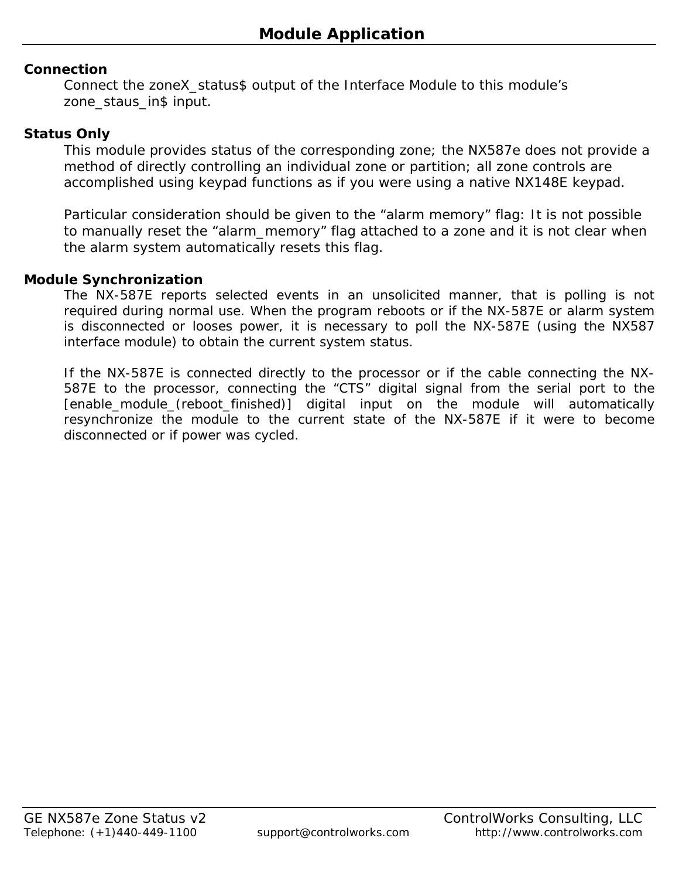# Module Application

**Connection**

Connect the zoneX_status$ output of the Interface Module to this module's zone_staus_in$ input.

**Status Only**

This module provides status of the corresponding zone; the NX587e does not provide a method of directly controlling an individual zone or partition; all zone controls are accomplished using keypad functions as if you were using a native NX148E keypad.

Particular consideration should be given to the "alarm memory" flag: It is not possible to manually reset the "alarm_memory" flag attached to a zone and it is not clear when the alarm system automatically resets this flag.

**Module Synchronization**

The NX-587E reports selected events in an unsolicited manner, that is polling is not required during normal use. When the program reboots or if the NX-587E or alarm system is disconnected or looses power, it is necessary to poll the NX-587E (using the NX587 interface module) to obtain the current system status.

If the NX-587E is connected directly to the processor or if the cable connecting the NX-587E to the processor, connecting the "CTS" digital signal from the serial port to the [enable_module_(reboot_finished)] digital input on the module will automatically resynchronize the module to the current state of the NX-587E if it were to become disconnected or if power was cycled.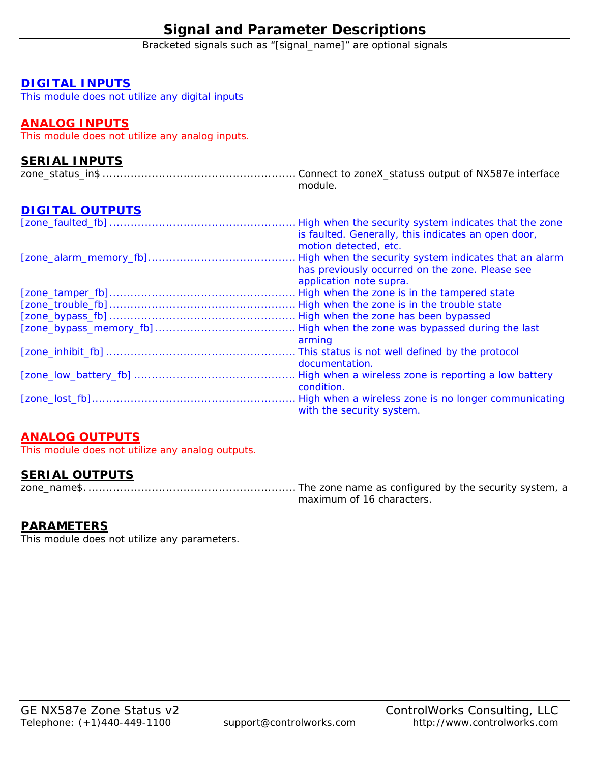# Signal and Parameter Descriptions

Bracketed signals such as “[signal_name]” are optional signals

## DIGITAL INPUTS

This module does not utilize any digital inputs

## ANALOG INPUTS

This module does not utilize any analog inputs.

## SERIAL INPUTS

zone_status_in$ ...................................................... Connect to zoneX_status$ output of NX587e interface module.

## DIGITAL OUTPUTS

[zone_faulted_fb] ..................................................... High when the security system indicates that the zone is faulted. Generally, this indicates an open door, motion detected, etc.

[zone_alarm_memory_fb].......................................... High when the security system indicates that an alarm has previously occurred on the zone. Please see application note supra.

[zone_tamper_fb]..................................................... High when the zone is in the tampered state

[zone_trouble_fb] ..................................................... High when the zone is in the trouble state

[zone_bypass_fb] ..................................................... High when the zone has been bypassed

[zone_bypass_memory_fb] ........................................ High when the zone was bypassed during the last arming

[zone_inhibit_fb] ...................................................... This status is not well defined by the protocol documentation.

[zone_low_battery_fb] ............................................. High when a wireless zone is reporting a low battery condition.

[zone_lost_fb].......................................................... High when a wireless zone is no longer communicating with the security system.

## ANALOG OUTPUTS

This module does not utilize any analog outputs.

## SERIAL OUTPUTS

zone_name$. ........................................................... The zone name as configured by the security system, a maximum of 16 characters.

## PARAMETERS

This module does not utilize any parameters.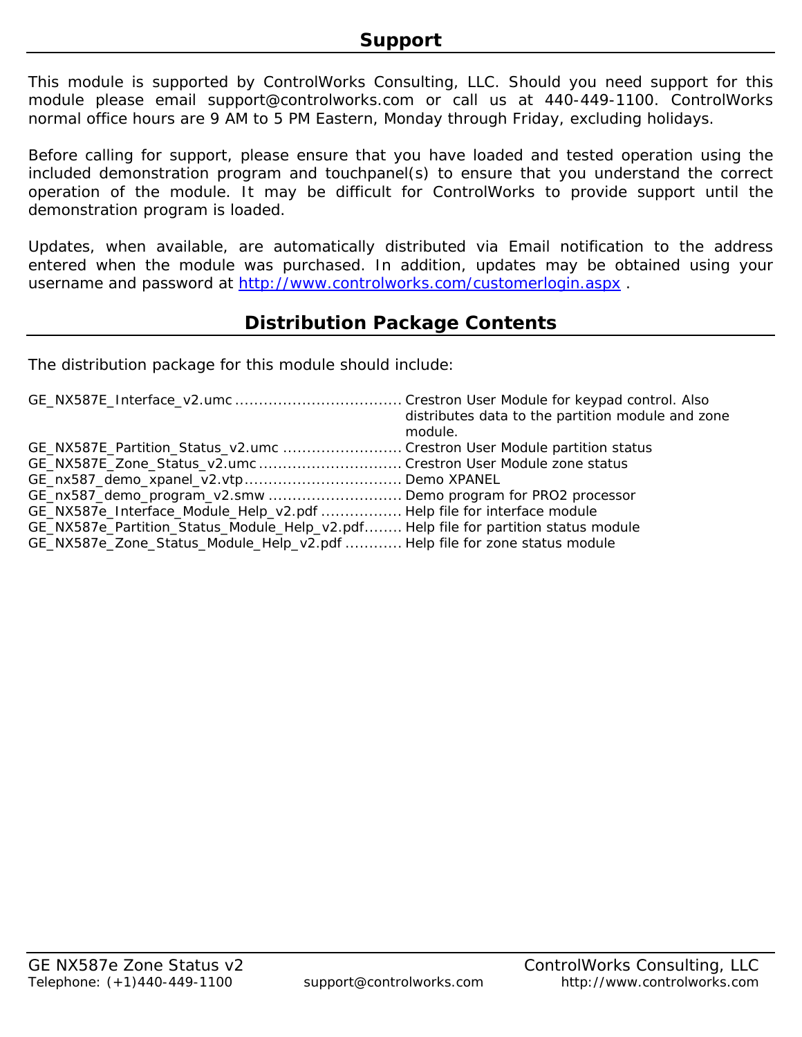## Support

This module is supported by ControlWorks Consulting, LLC. Should you need support for this module please email support@controlworks.com or call us at 440-449-1100. ControlWorks normal office hours are 9 AM to 5 PM Eastern, Monday through Friday, excluding holidays.

Before calling for support, please ensure that you have loaded and tested operation using the included demonstration program and touchpanel(s) to ensure that you understand the correct operation of the module. It may be difficult for ControlWorks to provide support until the demonstration program is loaded.

Updates, when available, are automatically distributed via Email notification to the address entered when the module was purchased. In addition, updates may be obtained using your username and password at [http://www.controlworks.com/customerlogin.aspx](http://www.controlworks.com/customerlogin.aspx) .

## Distribution Package Contents

The distribution package for this module should include:

| File | Description |
|---|---|
| GE_NX587E_Interface_v2.umc | Crestron User Module for keypad control. Also distributes data to the partition module and zone module. |
| GE_NX587E_Partition_Status_v2.umc | Crestron User Module partition status |
| GE_NX587E_Zone_Status_v2.umc | Crestron User Module zone status |
| GE_nx587_demo_xpanel_v2.vtp | Demo XPANEL |
| GE_nx587_demo_program_v2.smw | Demo program for PRO2 processor |
| GE_NX587e_Interface_Module_Help_v2.pdf | Help file for interface module |
| GE_NX587e_Partition_Status_Module_Help_v2.pdf | Help file for partition status module |
| GE_NX587e_Zone_Status_Module_Help_v2.pdf | Help file for zone status module |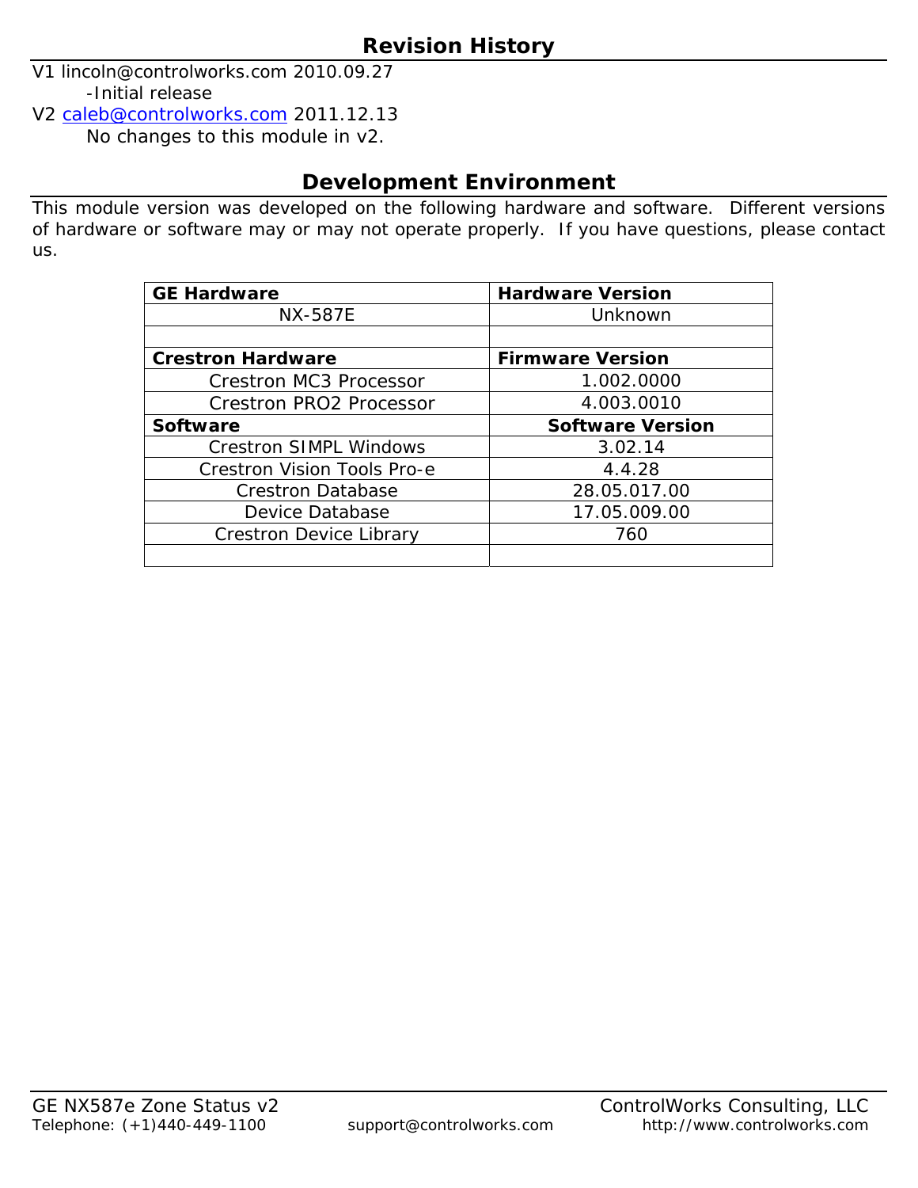## Revision History

V1 lincoln@controlworks.com 2010.09.27

-Initial release

V2 caleb@controlworks.com 2011.12.13

No changes to this module in v2.

## Development Environment

This module version was developed on the following hardware and software. Different versions of hardware or software may or may not operate properly. If you have questions, please contact us.

| GE Hardware | Hardware Version |
|---|---|
| NX-587E | Unknown |
| | |
| **Crestron Hardware** | **Firmware Version** |
| Crestron MC3 Processor | 1.002.0000 |
| Crestron PRO2 Processor | 4.003.0010 |
| **Software** | **Software Version** |
| Crestron SIMPL Windows | 3.02.14 |
| Crestron Vision Tools Pro-e | 4.4.28 |
| Crestron Database | 28.05.017.00 |
| Device Database | 17.05.009.00 |
| Crestron Device Library | 760 |
| | |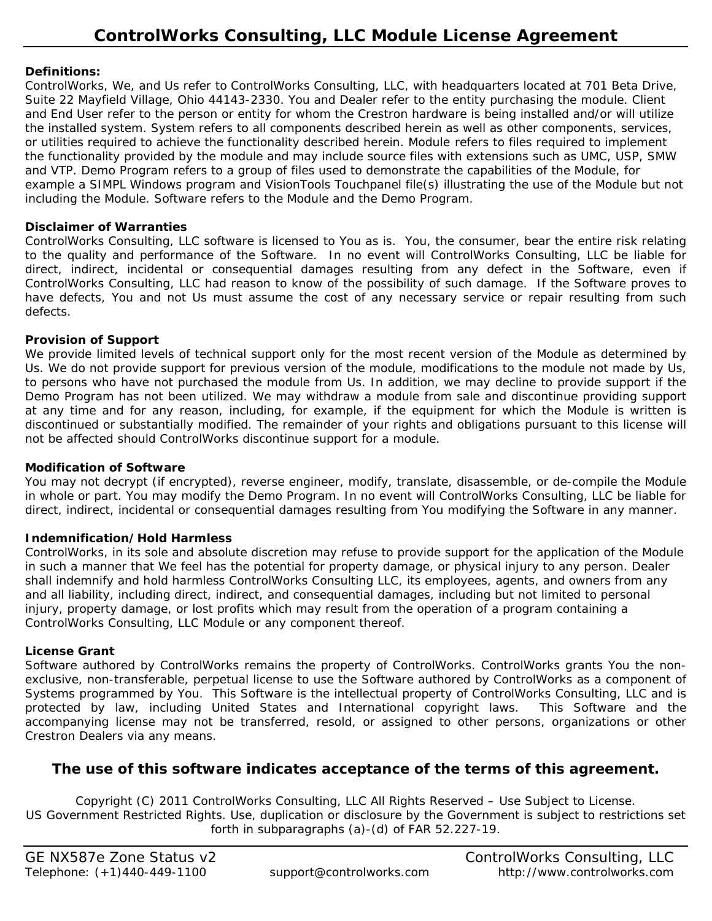# ControlWorks Consulting, LLC Module License Agreement

**Definitions:**
ControlWorks, We, and Us refer to ControlWorks Consulting, LLC, with headquarters located at 701 Beta Drive, Suite 22 Mayfield Village, Ohio 44143-2330. You and Dealer refer to the entity purchasing the module. Client and End User refer to the person or entity for whom the Crestron hardware is being installed and/or will utilize the installed system. System refers to all components described herein as well as other components, services, or utilities required to achieve the functionality described herein. Module refers to files required to implement the functionality provided by the module and may include source files with extensions such as UMC, USP, SMW and VTP. Demo Program refers to a group of files used to demonstrate the capabilities of the Module, for example a SIMPL Windows program and VisionTools Touchpanel file(s) illustrating the use of the Module but not including the Module. Software refers to the Module and the Demo Program.

**Disclaimer of Warranties**
ControlWorks Consulting, LLC software is licensed to You as is. You, the consumer, bear the entire risk relating to the quality and performance of the Software. In no event will ControlWorks Consulting, LLC be liable for direct, indirect, incidental or consequential damages resulting from any defect in the Software, even if ControlWorks Consulting, LLC had reason to know of the possibility of such damage. If the Software proves to have defects, You and not Us must assume the cost of any necessary service or repair resulting from such defects.

**Provision of Support**
We provide limited levels of technical support only for the most recent version of the Module as determined by Us. We do not provide support for previous version of the module, modifications to the module not made by Us, to persons who have not purchased the module from Us. In addition, we may decline to provide support if the Demo Program has not been utilized. We may withdraw a module from sale and discontinue providing support at any time and for any reason, including, for example, if the equipment for which the Module is written is discontinued or substantially modified. The remainder of your rights and obligations pursuant to this license will not be affected should ControlWorks discontinue support for a module.

**Modification of Software**
You may not decrypt (if encrypted), reverse engineer, modify, translate, disassemble, or de-compile the Module in whole or part. You may modify the Demo Program. In no event will ControlWorks Consulting, LLC be liable for direct, indirect, incidental or consequential damages resulting from You modifying the Software in any manner.

**Indemnification/Hold Harmless**
ControlWorks, in its sole and absolute discretion may refuse to provide support for the application of the Module in such a manner that We feel has the potential for property damage, or physical injury to any person. Dealer shall indemnify and hold harmless ControlWorks Consulting LLC, its employees, agents, and owners from any and all liability, including direct, indirect, and consequential damages, including but not limited to personal injury, property damage, or lost profits which may result from the operation of a program containing a ControlWorks Consulting, LLC Module or any component thereof.

**License Grant**
Software authored by ControlWorks remains the property of ControlWorks. ControlWorks grants You the non-exclusive, non-transferable, perpetual license to use the Software authored by ControlWorks as a component of Systems programmed by You. This Software is the intellectual property of ControlWorks Consulting, LLC and is protected by law, including United States and International copyright laws. This Software and the accompanying license may not be transferred, resold, or assigned to other persons, organizations or other Crestron Dealers via any means.

**The use of this software indicates acceptance of the terms of this agreement.**

Copyright (C) 2011 ControlWorks Consulting, LLC All Rights Reserved – Use Subject to License.
US Government Restricted Rights. Use, duplication or disclosure by the Government is subject to restrictions set forth in subparagraphs (a)-(d) of FAR 52.227-19.